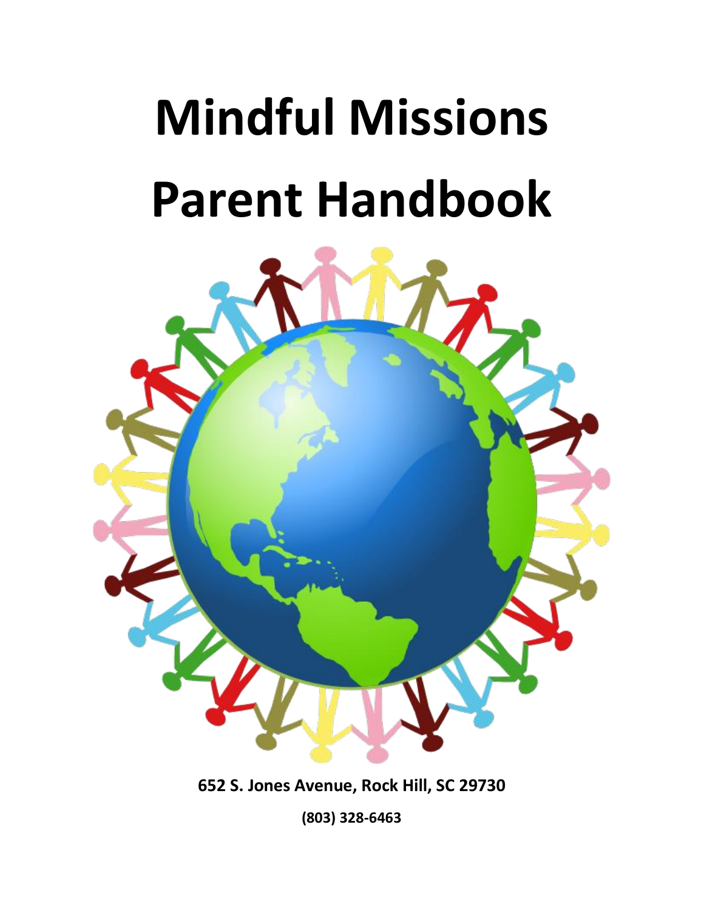# Mindful Missions Parent Handbook

**652 S. Jones Avenue, Rock Hill, SC 29730**

**(803) 328-6463**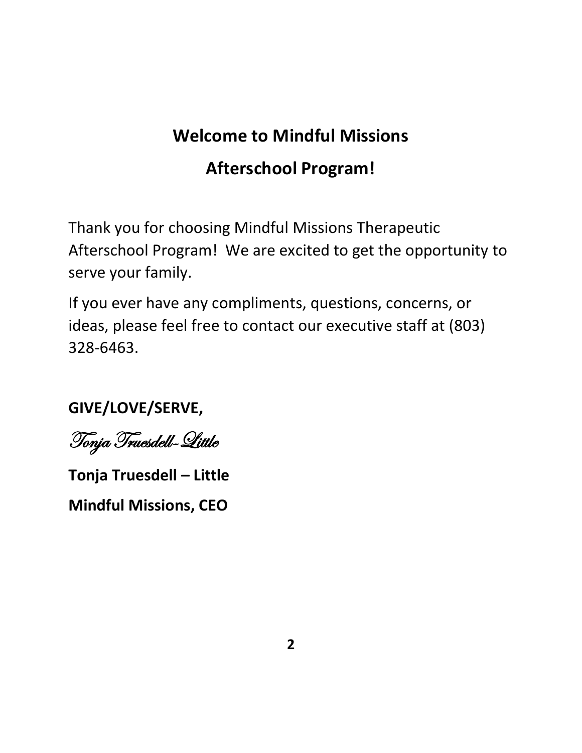# Welcome to Mindful Missions Afterschool Program!

Thank you for choosing Mindful Missions Therapeutic Afterschool Program! We are excited to get the opportunity to serve your family.

If you ever have any compliments, questions, concerns, or ideas, please feel free to contact our executive staff at (803) 328-6463.

**GIVE/LOVE/SERVE,**

*Tonja Truesdell-Little*

**Tonja Truesdell – Little**

**Mindful Missions, CEO**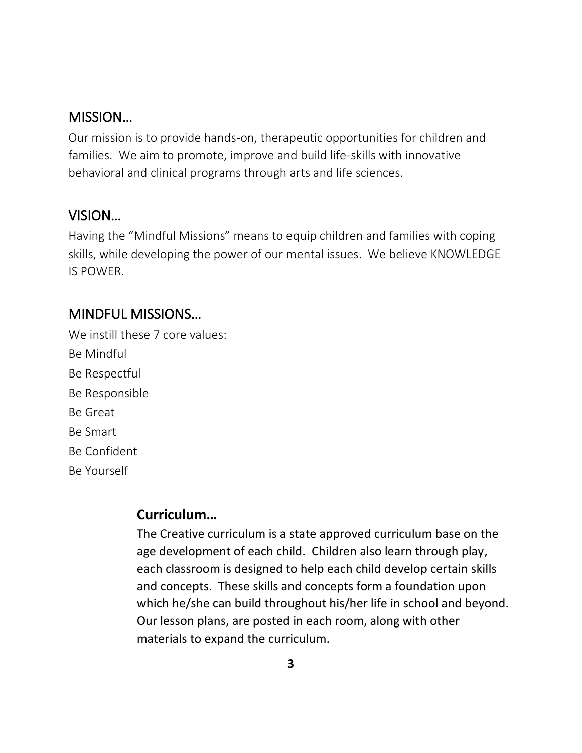## MISSION…

Our mission is to provide hands-on, therapeutic opportunities for children and families. We aim to promote, improve and build life-skills with innovative behavioral and clinical programs through arts and life sciences.

## VISION…

Having the "Mindful Missions" means to equip children and families with coping skills, while developing the power of our mental issues. We believe KNOWLEDGE IS POWER.

## MINDFUL MISSIONS…

We instill these 7 core values:

Be Mindful
Be Respectful
Be Responsible
Be Great
Be Smart
Be Confident
Be Yourself

## Curriculum…

The Creative curriculum is a state approved curriculum base on the age development of each child. Children also learn through play, each classroom is designed to help each child develop certain skills and concepts. These skills and concepts form a foundation upon which he/she can build throughout his/her life in school and beyond. Our lesson plans, are posted in each room, along with other materials to expand the curriculum.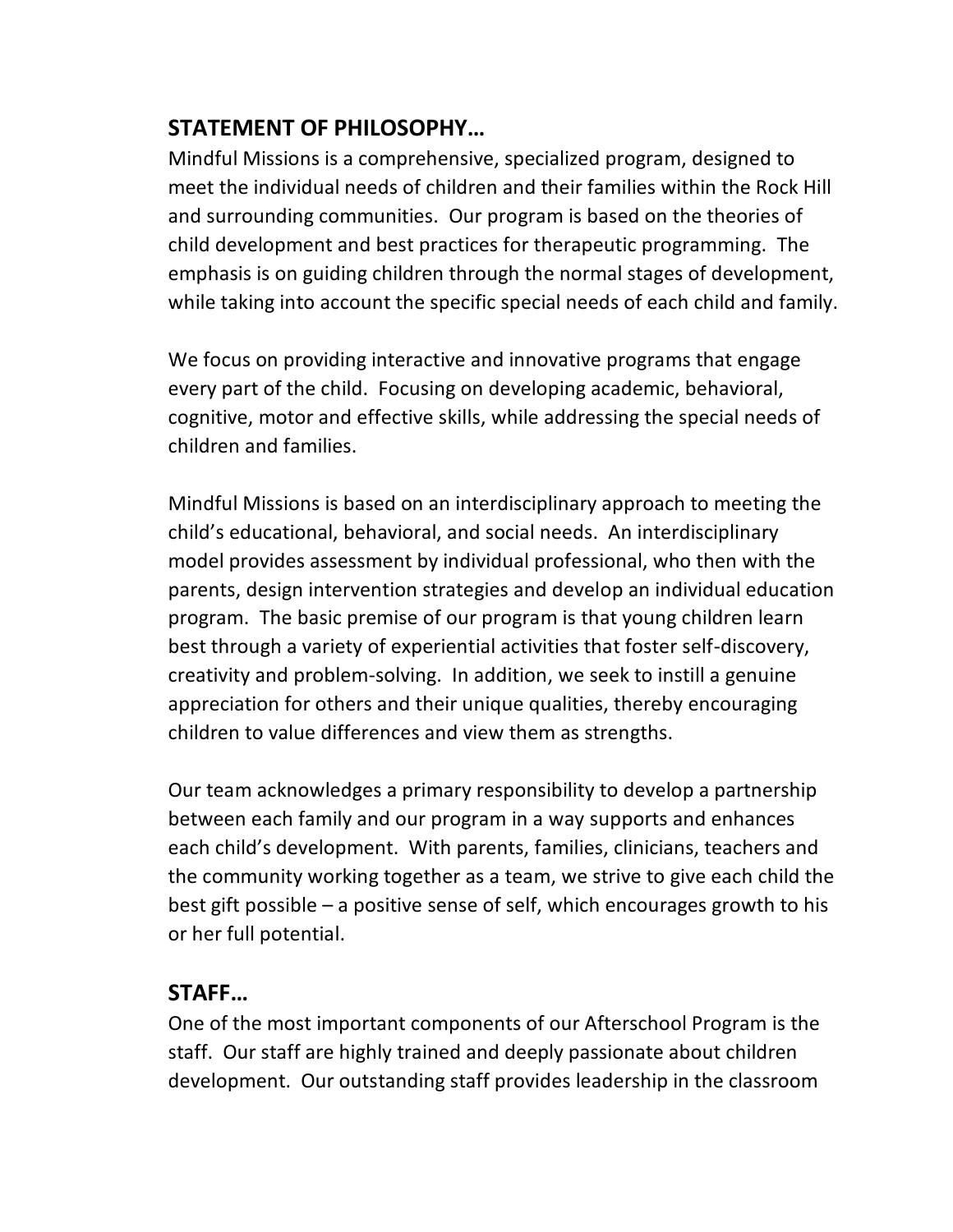## STATEMENT OF PHILOSOPHY…

Mindful Missions is a comprehensive, specialized program, designed to meet the individual needs of children and their families within the Rock Hill and surrounding communities. Our program is based on the theories of child development and best practices for therapeutic programming. The emphasis is on guiding children through the normal stages of development, while taking into account the specific special needs of each child and family.

We focus on providing interactive and innovative programs that engage every part of the child. Focusing on developing academic, behavioral, cognitive, motor and effective skills, while addressing the special needs of children and families.

Mindful Missions is based on an interdisciplinary approach to meeting the child's educational, behavioral, and social needs. An interdisciplinary model provides assessment by individual professional, who then with the parents, design intervention strategies and develop an individual education program. The basic premise of our program is that young children learn best through a variety of experiential activities that foster self-discovery, creativity and problem-solving. In addition, we seek to instill a genuine appreciation for others and their unique qualities, thereby encouraging children to value differences and view them as strengths.

Our team acknowledges a primary responsibility to develop a partnership between each family and our program in a way supports and enhances each child's development. With parents, families, clinicians, teachers and the community working together as a team, we strive to give each child the best gift possible – a positive sense of self, which encourages growth to his or her full potential.

## STAFF…

One of the most important components of our Afterschool Program is the staff. Our staff are highly trained and deeply passionate about children development. Our outstanding staff provides leadership in the classroom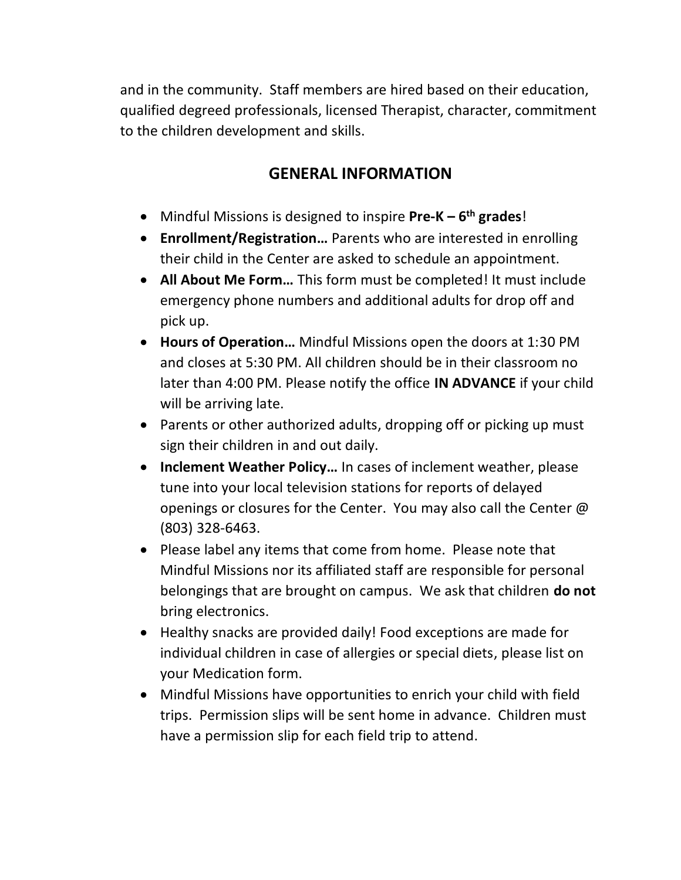and in the community. Staff members are hired based on their education, qualified degreed professionals, licensed Therapist, character, commitment to the children development and skills.

## GENERAL INFORMATION

- Mindful Missions is designed to inspire **Pre-K – 6th grades**!
- **Enrollment/Registration…** Parents who are interested in enrolling their child in the Center are asked to schedule an appointment.
- **All About Me Form…** This form must be completed! It must include emergency phone numbers and additional adults for drop off and pick up.
- **Hours of Operation…** Mindful Missions open the doors at 1:30 PM and closes at 5:30 PM. All children should be in their classroom no later than 4:00 PM. Please notify the office **IN ADVANCE** if your child will be arriving late.
- Parents or other authorized adults, dropping off or picking up must sign their children in and out daily.
- **Inclement Weather Policy…** In cases of inclement weather, please tune into your local television stations for reports of delayed openings or closures for the Center. You may also call the Center @ (803) 328-6463.
- Please label any items that come from home. Please note that Mindful Missions nor its affiliated staff are responsible for personal belongings that are brought on campus. We ask that children **do not** bring electronics.
- Healthy snacks are provided daily! Food exceptions are made for individual children in case of allergies or special diets, please list on your Medication form.
- Mindful Missions have opportunities to enrich your child with field trips. Permission slips will be sent home in advance. Children must have a permission slip for each field trip to attend.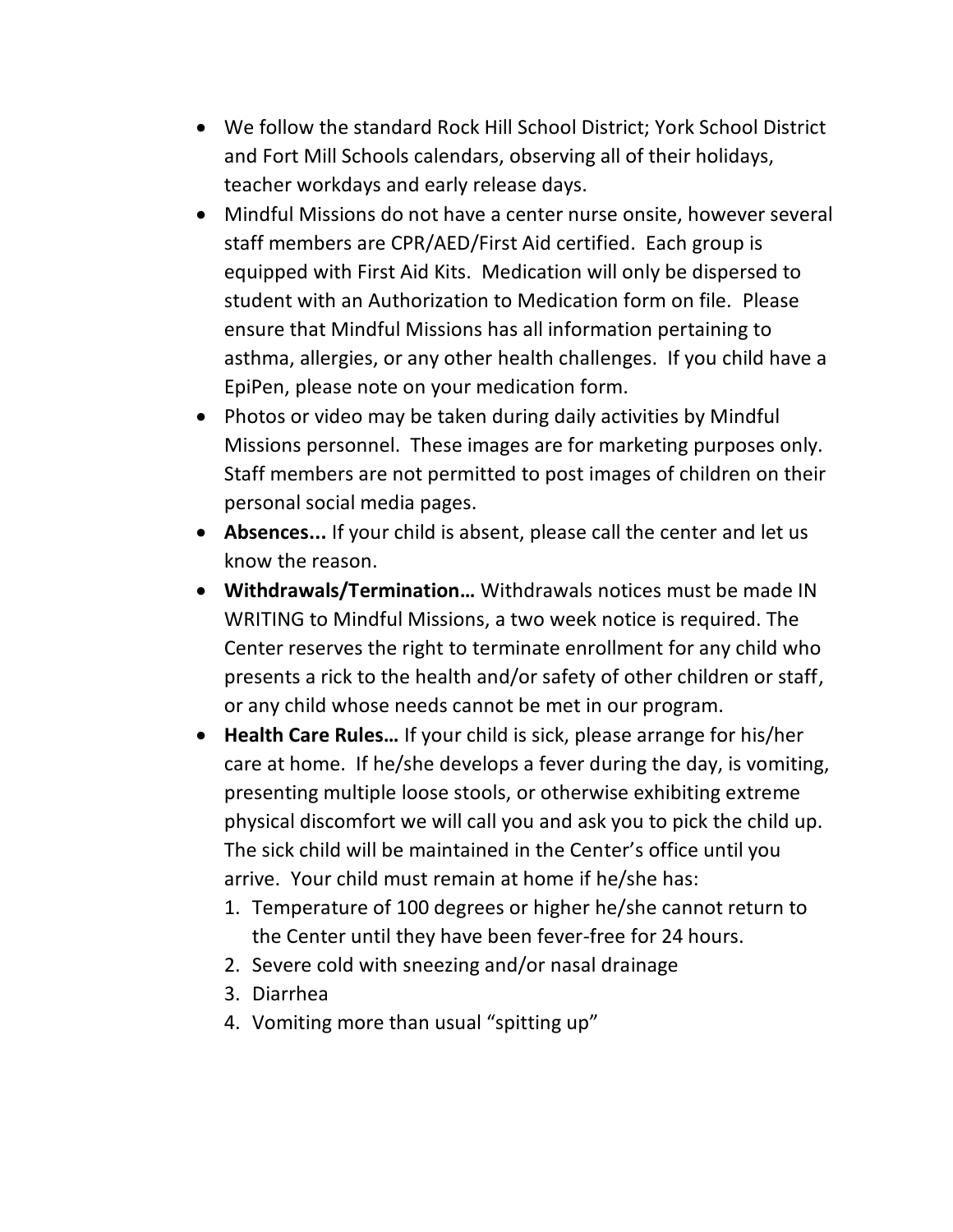- We follow the standard Rock Hill School District; York School District and Fort Mill Schools calendars, observing all of their holidays, teacher workdays and early release days.
- Mindful Missions do not have a center nurse onsite, however several staff members are CPR/AED/First Aid certified. Each group is equipped with First Aid Kits. Medication will only be dispersed to student with an Authorization to Medication form on file. Please ensure that Mindful Missions has all information pertaining to asthma, allergies, or any other health challenges. If you child have a EpiPen, please note on your medication form.
- Photos or video may be taken during daily activities by Mindful Missions personnel. These images are for marketing purposes only. Staff members are not permitted to post images of children on their personal social media pages.
- **Absences...** If your child is absent, please call the center and let us know the reason.
- **Withdrawals/Termination…** Withdrawals notices must be made IN WRITING to Mindful Missions, a two week notice is required. The Center reserves the right to terminate enrollment for any child who presents a rick to the health and/or safety of other children or staff, or any child whose needs cannot be met in our program.
- **Health Care Rules…** If your child is sick, please arrange for his/her care at home. If he/she develops a fever during the day, is vomiting, presenting multiple loose stools, or otherwise exhibiting extreme physical discomfort we will call you and ask you to pick the child up. The sick child will be maintained in the Center's office until you arrive. Your child must remain at home if he/she has:
  1. Temperature of 100 degrees or higher he/she cannot return to the Center until they have been fever-free for 24 hours.
  2. Severe cold with sneezing and/or nasal drainage
  3. Diarrhea
  4. Vomiting more than usual "spitting up"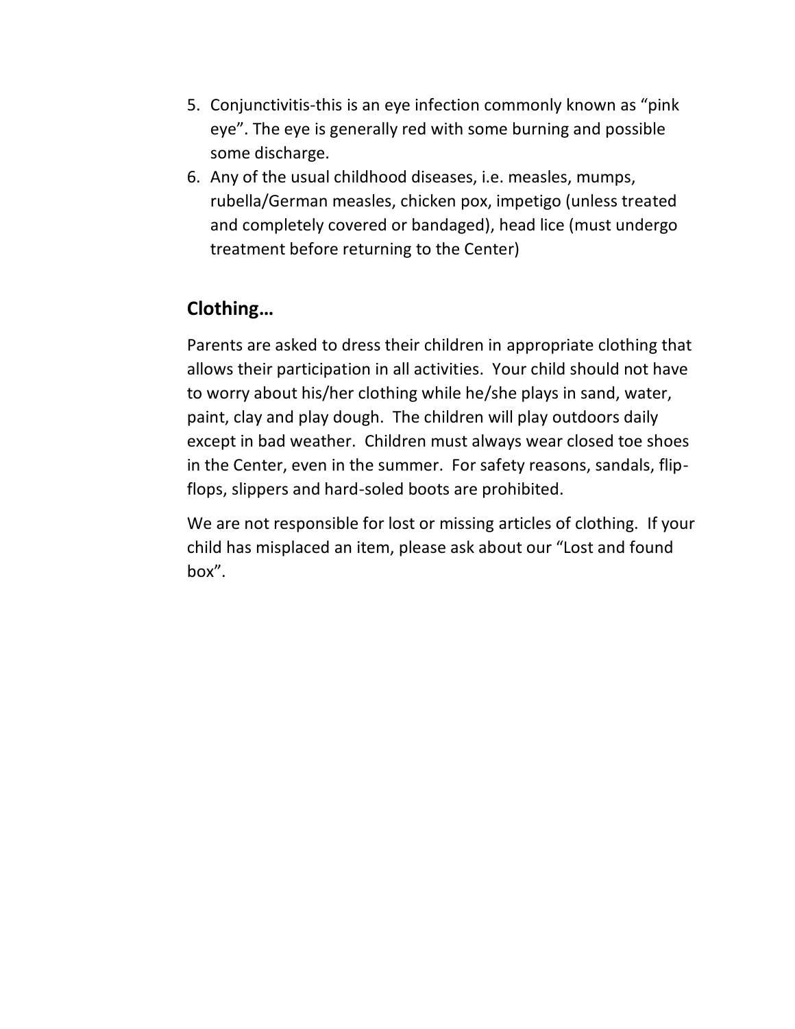5. Conjunctivitis-this is an eye infection commonly known as "pink eye". The eye is generally red with some burning and possible some discharge.
6. Any of the usual childhood diseases, i.e. measles, mumps, rubella/German measles, chicken pox, impetigo (unless treated and completely covered or bandaged), head lice (must undergo treatment before returning to the Center)

## Clothing…

Parents are asked to dress their children in appropriate clothing that allows their participation in all activities. Your child should not have to worry about his/her clothing while he/she plays in sand, water, paint, clay and play dough. The children will play outdoors daily except in bad weather. Children must always wear closed toe shoes in the Center, even in the summer. For safety reasons, sandals, flip-flops, slippers and hard-soled boots are prohibited.

We are not responsible for lost or missing articles of clothing. If your child has misplaced an item, please ask about our "Lost and found box".